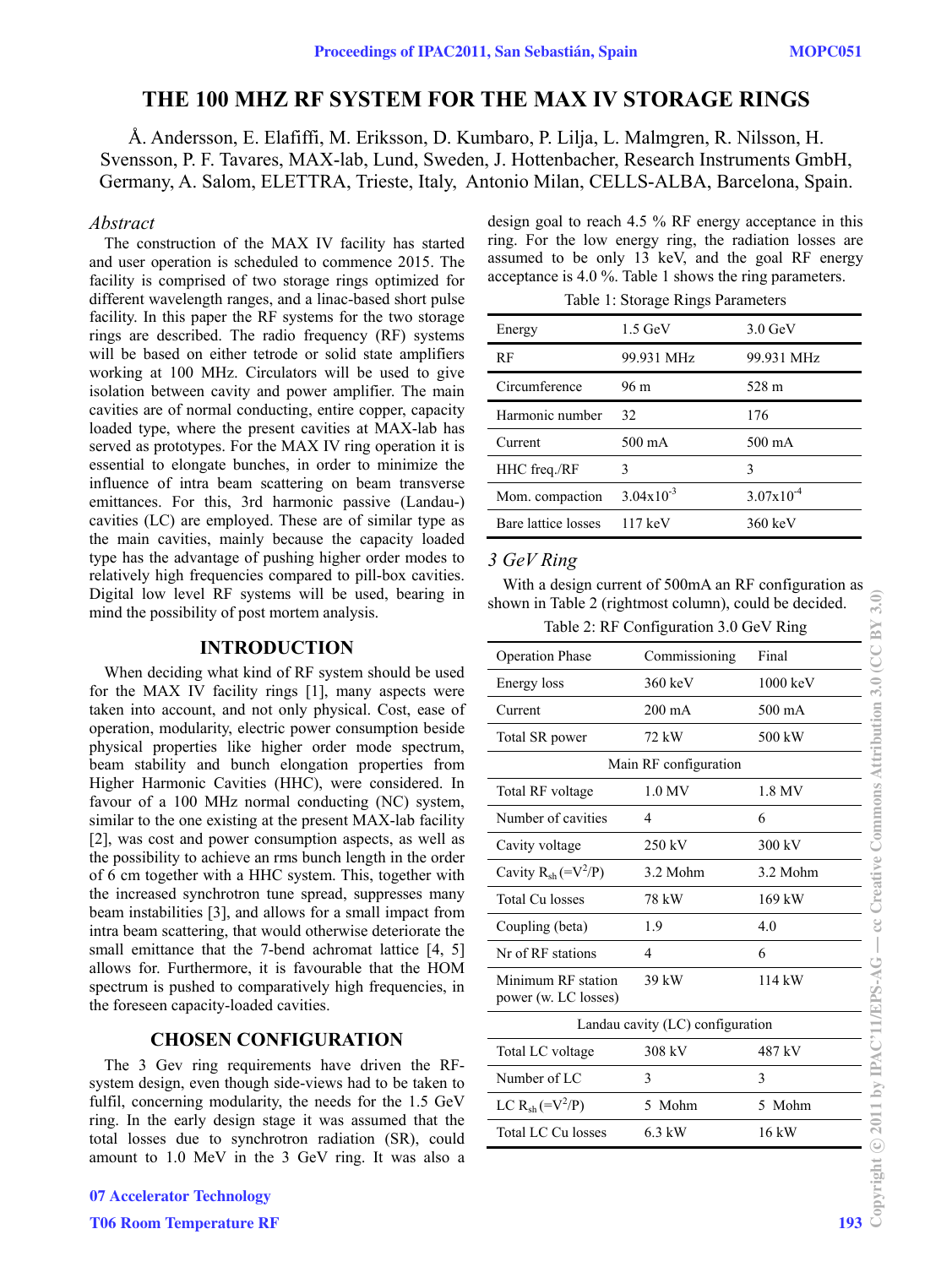# THE 100 MHZ RF SYSTEM FOR THE MAX IV STORAGE RINGS

Å. Andersson, E. Elafiffi, M. Eriksson, D. Kumbaro, P. Lilja, L. Malmgren, R. Nilsson, H. Svensson, P. F. Tavares, MAX-lab, Lund, Sweden, J. Hottenbacher, Research Instruments GmbH, Germany, A. Salom, ELETTRA, Trieste, Italy, Antonio Milan, CELLS-ALBA, Barcelona, Spain.

*Abstract*

The construction of the MAX IV facility has started and user operation is scheduled to commence 2015. The facility is comprised of two storage rings optimized for different wavelength ranges, and a linac-based short pulse facility. In this paper the RF systems for the two storage rings are described. The radio frequency (RF) systems will be based on either tetrode or solid state amplifiers working at 100 MHz. Circulators will be used to give isolation between cavity and power amplifier. The main cavities are of normal conducting, entire copper, capacity loaded type, where the present cavities at MAX-lab has served as prototypes. For the MAX IV ring operation it is essential to elongate bunches, in order to minimize the influence of intra beam scattering on beam transverse emittances. For this, 3rd harmonic passive (Landau-) cavities (LC) are employed. These are of similar type as the main cavities, mainly because the capacity loaded type has the advantage of pushing higher order modes to relatively high frequencies compared to pill-box cavities. Digital low level RF systems will be used, bearing in mind the possibility of post mortem analysis.

## INTRODUCTION

When deciding what kind of RF system should be used for the MAX IV facility rings [1], many aspects were taken into account, and not only physical. Cost, ease of operation, modularity, electric power consumption beside physical properties like higher order mode spectrum, beam stability and bunch elongation properties from Higher Harmonic Cavities (HHC), were considered. In favour of a 100 MHz normal conducting (NC) system, similar to the one existing at the present MAX-lab facility [2], was cost and power consumption aspects, as well as the possibility to achieve an rms bunch length in the order of 6 cm together with a HHC system. This, together with the increased synchrotron tune spread, suppresses many beam instabilities [3], and allows for a small impact from intra beam scattering, that would otherwise deteriorate the small emittance that the 7-bend achromat lattice [4, 5] allows for. Furthermore, it is favourable that the HOM spectrum is pushed to comparatively high frequencies, in the foreseen capacity-loaded cavities.

## CHOSEN CONFIGURATION

The 3 Gev ring requirements have driven the RF-system design, even though side-views had to be taken to fulfil, concerning modularity, the needs for the 1.5 GeV ring. In the early design stage it was assumed that the total losses due to synchrotron radiation (SR), could amount to 1.0 MeV in the 3 GeV ring. It was also a design goal to reach 4.5 % RF energy acceptance in this ring. For the low energy ring, the radiation losses are assumed to be only 13 keV, and the goal RF energy acceptance is 4.0 %. Table 1 shows the ring parameters.

Table 1: Storage Rings Parameters

| Energy | 1.5 GeV | 3.0 GeV |
|---|---|---|
| RF | 99.931 MHz | 99.931 MHz |
| Circumference | 96 m | 528 m |
| Harmonic number | 32 | 176 |
| Current | 500 mA | 500 mA |
| HHC freq./RF | 3 | 3 |
| Mom. compaction | $3.04 \times 10^{-3}$ | $3.07 \times 10^{-4}$ |
| Bare lattice losses | 117 keV | 360 keV |

### *3 GeV Ring*

With a design current of 500mA an RF configuration as shown in Table 2 (rightmost column), could be decided.

Table 2: RF Configuration 3.0 GeV Ring

| Operation Phase | Commissioning | Final |
|---|---|---|
| Energy loss | 360 keV | 1000 keV |
| Current | 200 mA | 500 mA |
| Total SR power | 72 kW | 500 kW |
| Main RF configuration | | |
| Total RF voltage | 1.0 MV | 1.8 MV |
| Number of cavities | 4 | 6 |
| Cavity voltage | 250 kV | 300 kV |
| Cavity $R_{sh}$ ($=V^2/P$) | 3.2 Mohm | 3.2 Mohm |
| Total Cu losses | 78 kW | 169 kW |
| Coupling (beta) | 1.9 | 4.0 |
| Nr of RF stations | 4 | 6 |
| Minimum RF station power (w. LC losses) | 39 kW | 114 kW |
| Landau cavity (LC) configuration | | |
| Total LC voltage | 308 kV | 487 kV |
| Number of LC | 3 | 3 |
| LC $R_{sh}$ ($=V^2/P$) | 5 Mohm | 5 Mohm |
| Total LC Cu losses | 6.3 kW | 16 kW |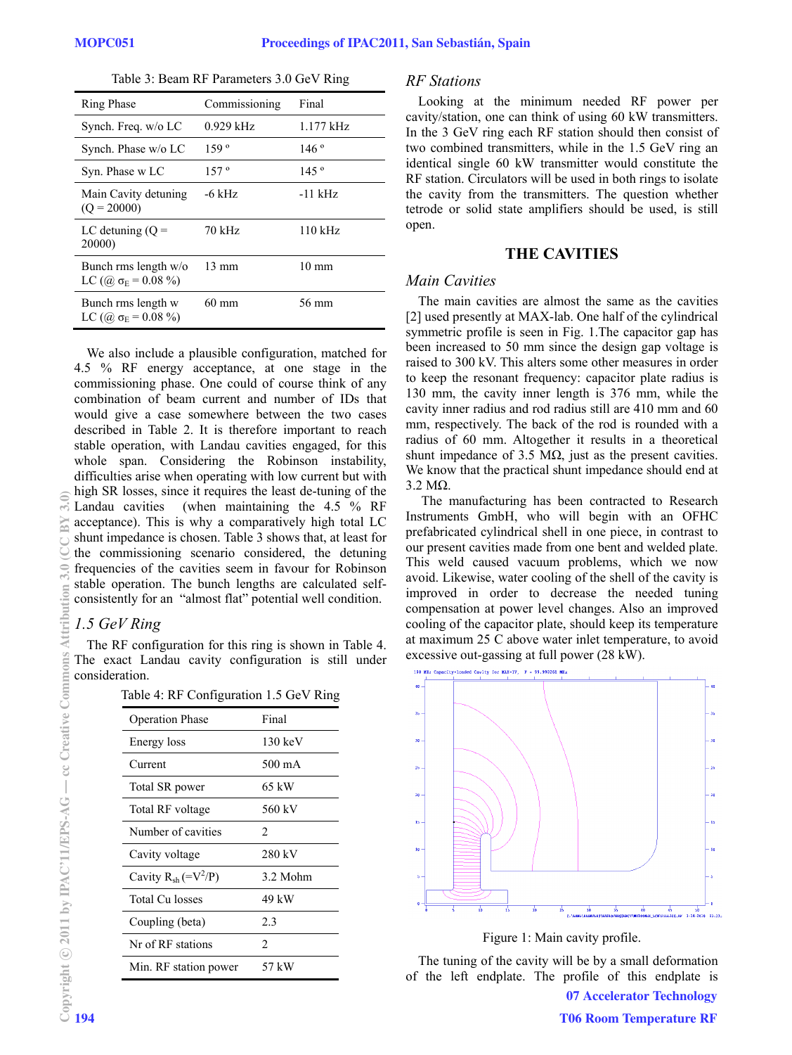Table 3: Beam RF Parameters 3.0 GeV Ring

| Ring Phase | Commissioning | Final |
|---|---|---|
| Synch. Freq. w/o LC | 0.929 kHz | 1.177 kHz |
| Synch. Phase w/o LC | 159 º | 146 º |
| Syn. Phase w LC | 157 º | 145 º |
| Main Cavity detuning (Q = 20000) | -6 kHz | -11 kHz |
| LC detuning (Q = 20000) | 70 kHz | 110 kHz |
| Bunch rms length w/o LC (@ $\sigma_E$ = 0.08 %) | 13 mm | 10 mm |
| Bunch rms length w LC (@ $\sigma_E$ = 0.08 %) | 60 mm | 56 mm |

We also include a plausible configuration, matched for 4.5 % RF energy acceptance, at one stage in the commissioning phase. One could of course think of any combination of beam current and number of IDs that would give a case somewhere between the two cases described in Table 2. It is therefore important to reach stable operation, with Landau cavities engaged, for this whole span. Considering the Robinson instability, difficulties arise when operating with low current but with high SR losses, since it requires the least de-tuning of the Landau cavities (when maintaining the 4.5 % RF acceptance). This is why a comparatively high total LC shunt impedance is chosen. Table 3 shows that, at least for the commissioning scenario considered, the detuning frequencies of the cavities seem in favour for Robinson stable operation. The bunch lengths are calculated self-consistently for an "almost flat" potential well condition.

### *1.5 GeV Ring*

The RF configuration for this ring is shown in Table 4. The exact Landau cavity configuration is still under consideration.

Table 4: RF Configuration 1.5 GeV Ring

| Operation Phase | Final |
|---|---|
| Energy loss | 130 keV |
| Current | 500 mA |
| Total SR power | 65 kW |
| Total RF voltage | 560 kV |
| Number of cavities | 2 |
| Cavity voltage | 280 kV |
| Cavity $R_{sh}$ (=$V^2$/P) | 3.2 Mohm |
| Total Cu losses | 49 kW |
| Coupling (beta) | 2.3 |
| Nr of RF stations | 2 |
| Min. RF station power | 57 kW |

### *RF Stations*

Looking at the minimum needed RF power per cavity/station, one can think of using 60 kW transmitters. In the 3 GeV ring each RF station should then consist of two combined transmitters, while in the 1.5 GeV ring an identical single 60 kW transmitter would constitute the RF station. Circulators will be used in both rings to isolate the cavity from the transmitters. The question whether tetrode or solid state amplifiers should be used, is still open.

## THE CAVITIES

### *Main Cavities*

The main cavities are almost the same as the cavities [2] used presently at MAX-lab. One half of the cylindrical symmetric profile is seen in Fig. 1.The capacitor gap has been increased to 50 mm since the design gap voltage is raised to 300 kV. This alters some other measures in order to keep the resonant frequency: capacitor plate radius is 130 mm, the cavity inner length is 376 mm, while the cavity inner radius and rod radius still are 410 mm and 60 mm, respectively. The back of the rod is rounded with a radius of 60 mm. Altogether it results in a theoretical shunt impedance of 3.5 MΩ, just as the present cavities. We know that the practical shunt impedance should end at 3.2 MΩ.

The manufacturing has been contracted to Research Instruments GmbH, who will begin with an OFHC prefabricated cylindrical shell in one piece, in contrast to our present cavities made from one bent and welded plate. This weld caused vacuum problems, which we now avoid. Likewise, water cooling of the shell of the cavity is improved in order to decrease the needed tuning compensation at power level changes. Also an improved cooling of the capacitor plate, should keep its temperature at maximum 25 C above water inlet temperature, to avoid excessive out-gassing at full power (28 kW).

Figure 1: Main cavity profile.

The tuning of the cavity will be by a small deformation of the left endplate. The profile of this endplate is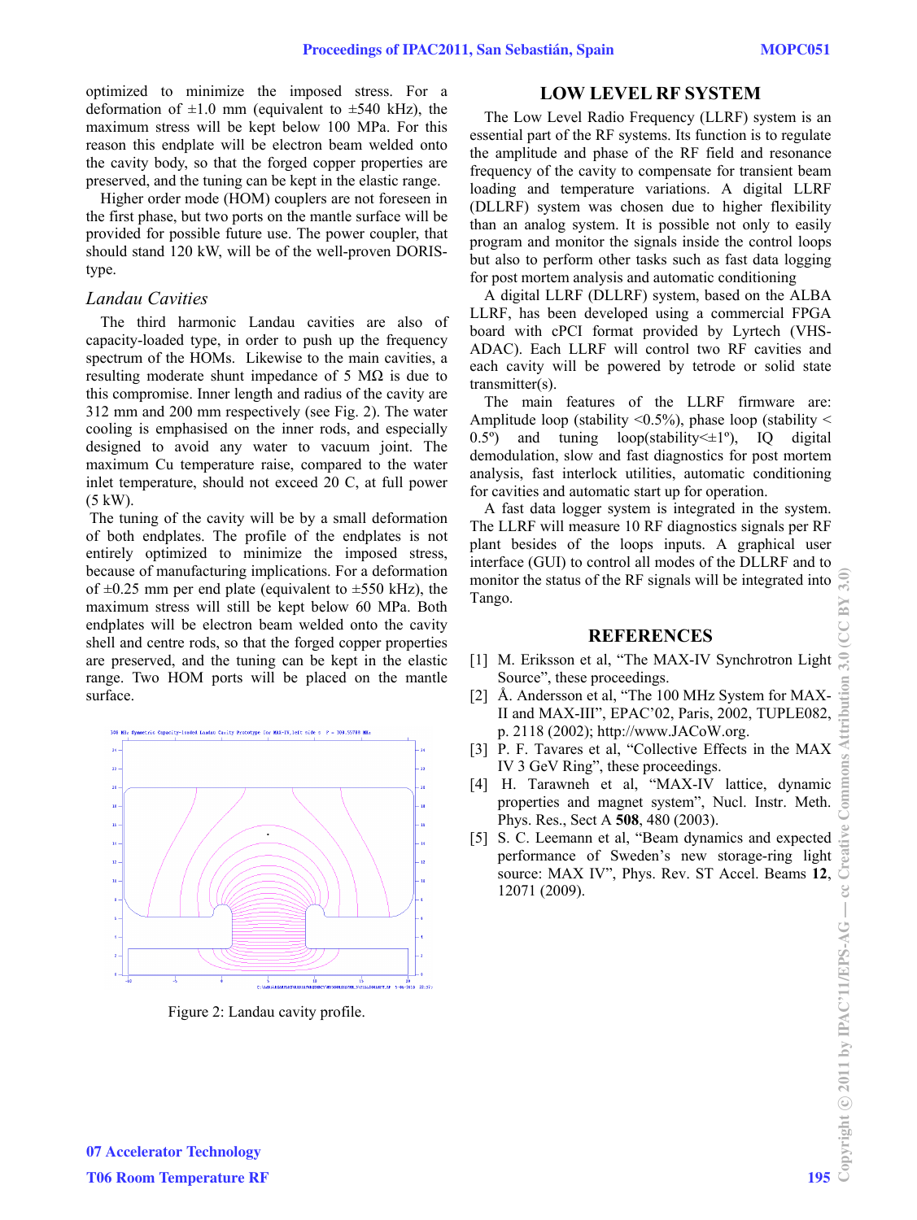optimized to minimize the imposed stress. For a deformation of ±1.0 mm (equivalent to ±540 kHz), the maximum stress will be kept below 100 MPa. For this reason this endplate will be electron beam welded onto the cavity body, so that the forged copper properties are preserved, and the tuning can be kept in the elastic range.

Higher order mode (HOM) couplers are not foreseen in the first phase, but two ports on the mantle surface will be provided for possible future use. The power coupler, that should stand 120 kW, will be of the well-proven DORIS-type.

### *Landau Cavities*

The third harmonic Landau cavities are also of capacity-loaded type, in order to push up the frequency spectrum of the HOMs. Likewise to the main cavities, a resulting moderate shunt impedance of 5 MΩ is due to this compromise. Inner length and radius of the cavity are 312 mm and 200 mm respectively (see Fig. 2). The water cooling is emphasised on the inner rods, and especially designed to avoid any water to vacuum joint. The maximum Cu temperature raise, compared to the water inlet temperature, should not exceed 20 C, at full power (5 kW).

The tuning of the cavity will be by a small deformation of both endplates. The profile of the endplates is not entirely optimized to minimize the imposed stress, because of manufacturing implications. For a deformation of ±0.25 mm per end plate (equivalent to ±550 kHz), the maximum stress will still be kept below 60 MPa. Both endplates will be electron beam welded onto the cavity shell and centre rods, so that the forged copper properties are preserved, and the tuning can be kept in the elastic range. Two HOM ports will be placed on the mantle surface.

Figure 2: Landau cavity profile.

## LOW LEVEL RF SYSTEM

The Low Level Radio Frequency (LLRF) system is an essential part of the RF systems. Its function is to regulate the amplitude and phase of the RF field and resonance frequency of the cavity to compensate for transient beam loading and temperature variations. A digital LLRF (DLLRF) system was chosen due to higher flexibility than an analog system. It is possible not only to easily program and monitor the signals inside the control loops but also to perform other tasks such as fast data logging for post mortem analysis and automatic conditioning

A digital LLRF (DLLRF) system, based on the ALBA LLRF, has been developed using a commercial FPGA board with cPCI format provided by Lyrtech (VHS-ADAC). Each LLRF will control two RF cavities and each cavity will be powered by tetrode or solid state transmitter(s).

The main features of the LLRF firmware are: Amplitude loop (stability <0.5%), phase loop (stability < 0.5º) and tuning loop(stability<±1º), IQ digital demodulation, slow and fast diagnostics for post mortem analysis, fast interlock utilities, automatic conditioning for cavities and automatic start up for operation.

A fast data logger system is integrated in the system. The LLRF will measure 10 RF diagnostics signals per RF plant besides of the loops inputs. A graphical user interface (GUI) to control all modes of the DLLRF and to monitor the status of the RF signals will be integrated into Tango.

## REFERENCES

[1] M. Eriksson et al, "The MAX-IV Synchrotron Light Source", these proceedings.

[2] Å. Andersson et al, "The 100 MHz System for MAX-II and MAX-III", EPAC'02, Paris, 2002, TUPLE082, p. 2118 (2002); http://www.JACoW.org.

[3] P. F. Tavares et al, "Collective Effects in the MAX IV 3 GeV Ring", these proceedings.

[4] H. Tarawneh et al, "MAX-IV lattice, dynamic properties and magnet system", Nucl. Instr. Meth. Phys. Res., Sect A **508**, 480 (2003).

[5] S. C. Leemann et al, "Beam dynamics and expected performance of Sweden's new storage-ring light source: MAX IV", Phys. Rev. ST Accel. Beams **12**, 12071 (2009).